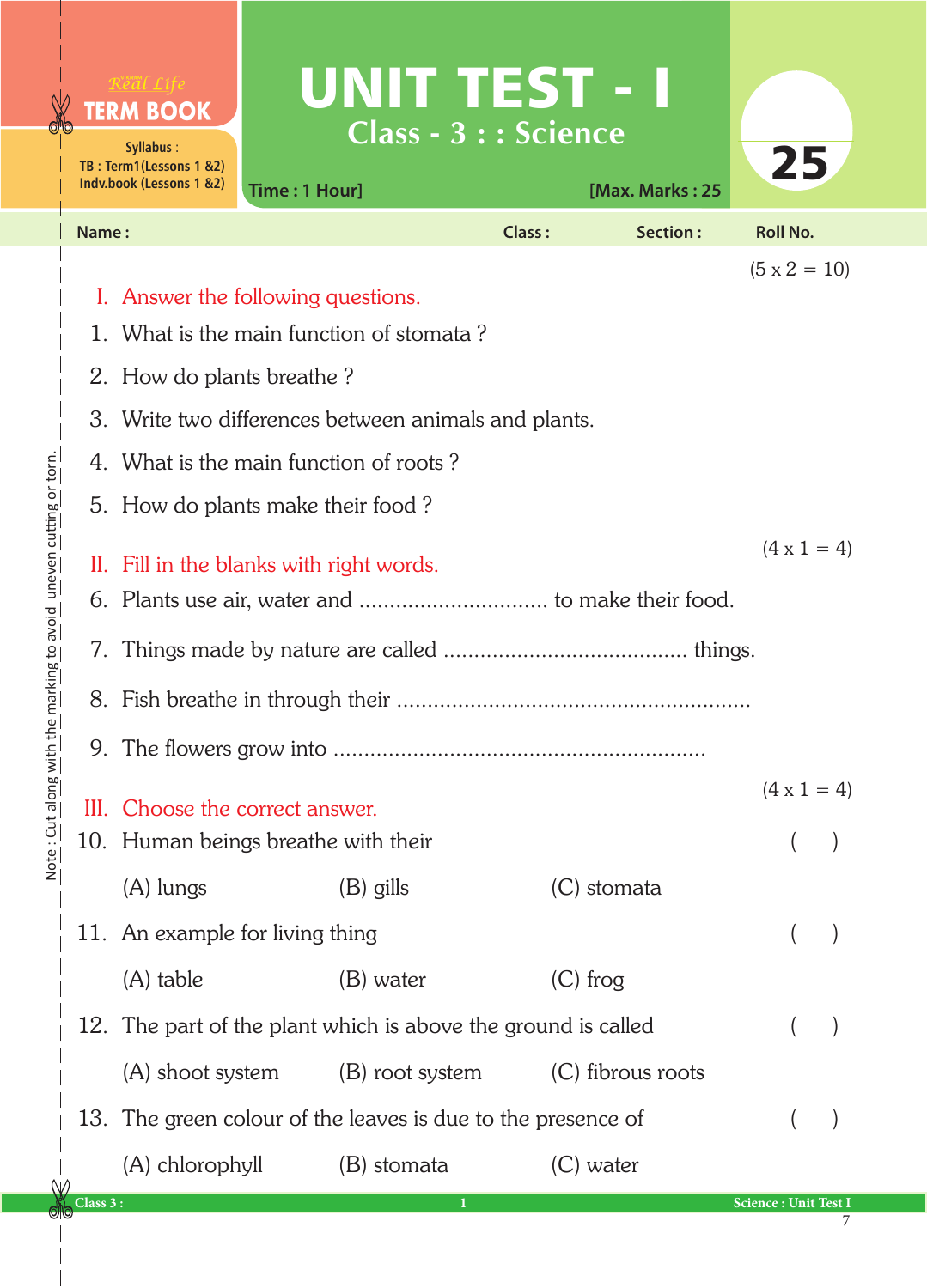Real Life
**TERM BOOK**

Syllabus :
TB : Term1(Lessons 1 &2)
Indv.book (Lessons 1 &2)

# UNIT TEST - I

## Class - 3 : : Science

Time : 1 Hour] [Max. Marks : 25

25

Name : Class : Section : Roll No.

(5 x 2 = 10)

## I. Answer the following questions.

1. What is the main function of stomata ?
2. How do plants breathe ?
3. Write two differences between animals and plants.
4. What is the main function of roots ?
5. How do plants make their food ?

(4 x 1 = 4)

## II. Fill in the blanks with right words.

6. Plants use air, water and .............................. to make their food.
7. Things made by nature are called ....................................... things.
8. Fish breathe in through their ........................................................
9. The flowers grow into ..........................................................

(4 x 1 = 4)

## III. Choose the correct answer.

10. Human beings breathe with their ( )

    (A) lungs (B) gills (C) stomata

11. An example for living thing ( )

    (A) table (B) water (C) frog

12. The part of the plant which is above the ground is called ( )

    (A) shoot system (B) root system (C) fibrous roots

13. The green colour of the leaves is due to the presence of ( )

    (A) chlorophyll (B) stomata (C) water

Note : Cut along with the marking to avoid uneven cutting or torn.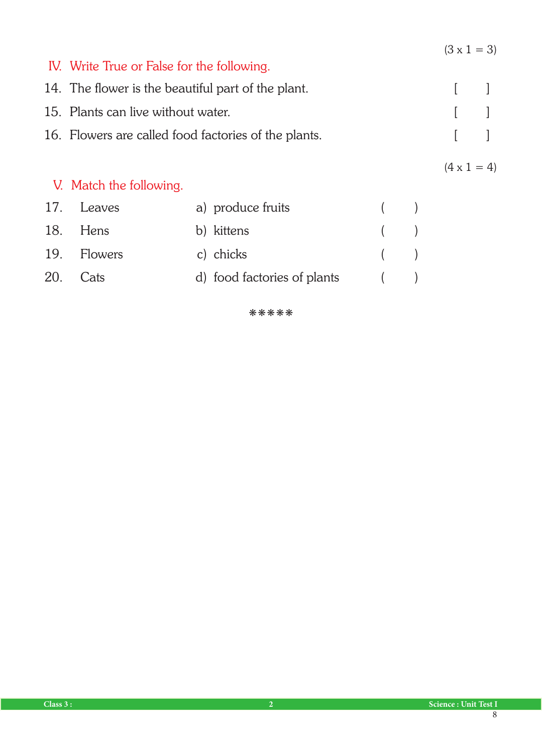(3 x 1 = 3)

## IV. Write True or False for the following.

14. The flower is the beautiful part of the plant. [ ]
15. Plants can live without water. [ ]
16. Flowers are called food factories of the plants. [ ]

(4 x 1 = 4)

## V. Match the following.

| | | | | |
|---|---|---|---|---|
| 17. | Leaves | a) | produce fruits | ( ) |
| 18. | Hens | b) | kittens | ( ) |
| 19. | Flowers | c) | chicks | ( ) |
| 20. | Cats | d) | food factories of plants | ( ) |

*****